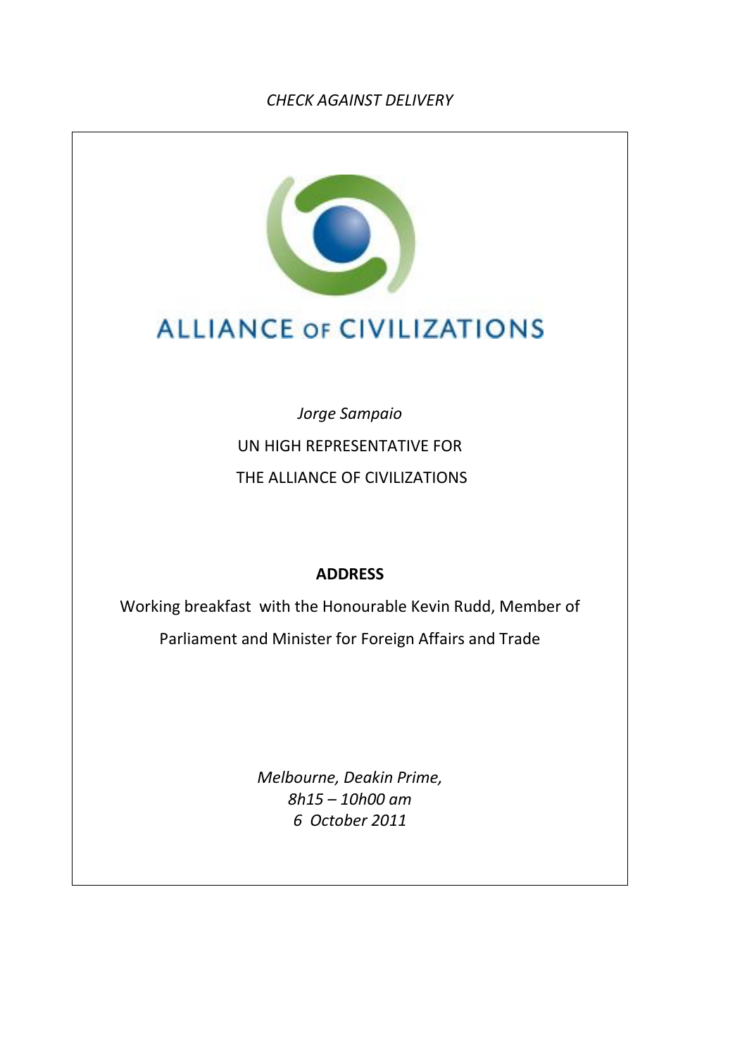*CHECK AGAINST DELIVERY*

ALLIANCE OF CIVILIZATIONS

*Jorge Sampaio*

UN HIGH REPRESENTATIVE FOR

THE ALLIANCE OF CIVILIZATIONS

**ADDRESS**

Working breakfast with the Honourable Kevin Rudd, Member of Parliament and Minister for Foreign Affairs and Trade

*Melbourne, Deakin Prime,*
*8h15 – 10h00 am*
*6 October 2011*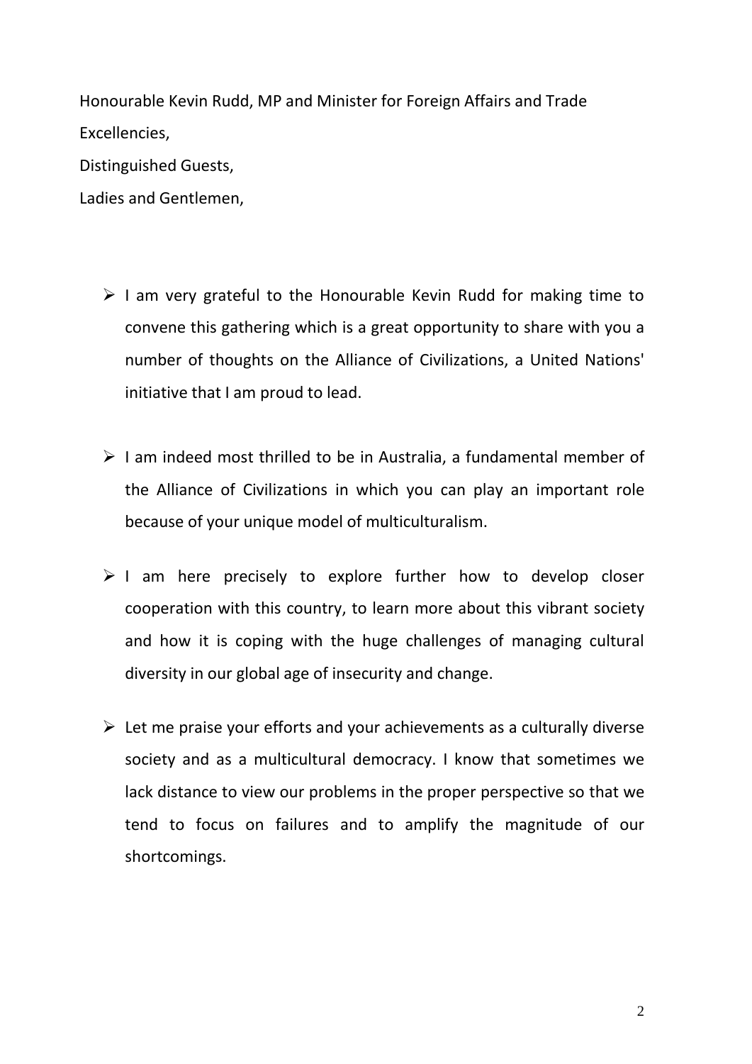Honourable Kevin Rudd, MP and Minister for Foreign Affairs and Trade
Excellencies,
Distinguished Guests,
Ladies and Gentlemen,

- I am very grateful to the Honourable Kevin Rudd for making time to convene this gathering which is a great opportunity to share with you a number of thoughts on the Alliance of Civilizations, a United Nations' initiative that I am proud to lead.

- I am indeed most thrilled to be in Australia, a fundamental member of the Alliance of Civilizations in which you can play an important role because of your unique model of multiculturalism.

- I am here precisely to explore further how to develop closer cooperation with this country, to learn more about this vibrant society and how it is coping with the huge challenges of managing cultural diversity in our global age of insecurity and change.

- Let me praise your efforts and your achievements as a culturally diverse society and as a multicultural democracy. I know that sometimes we lack distance to view our problems in the proper perspective so that we tend to focus on failures and to amplify the magnitude of our shortcomings.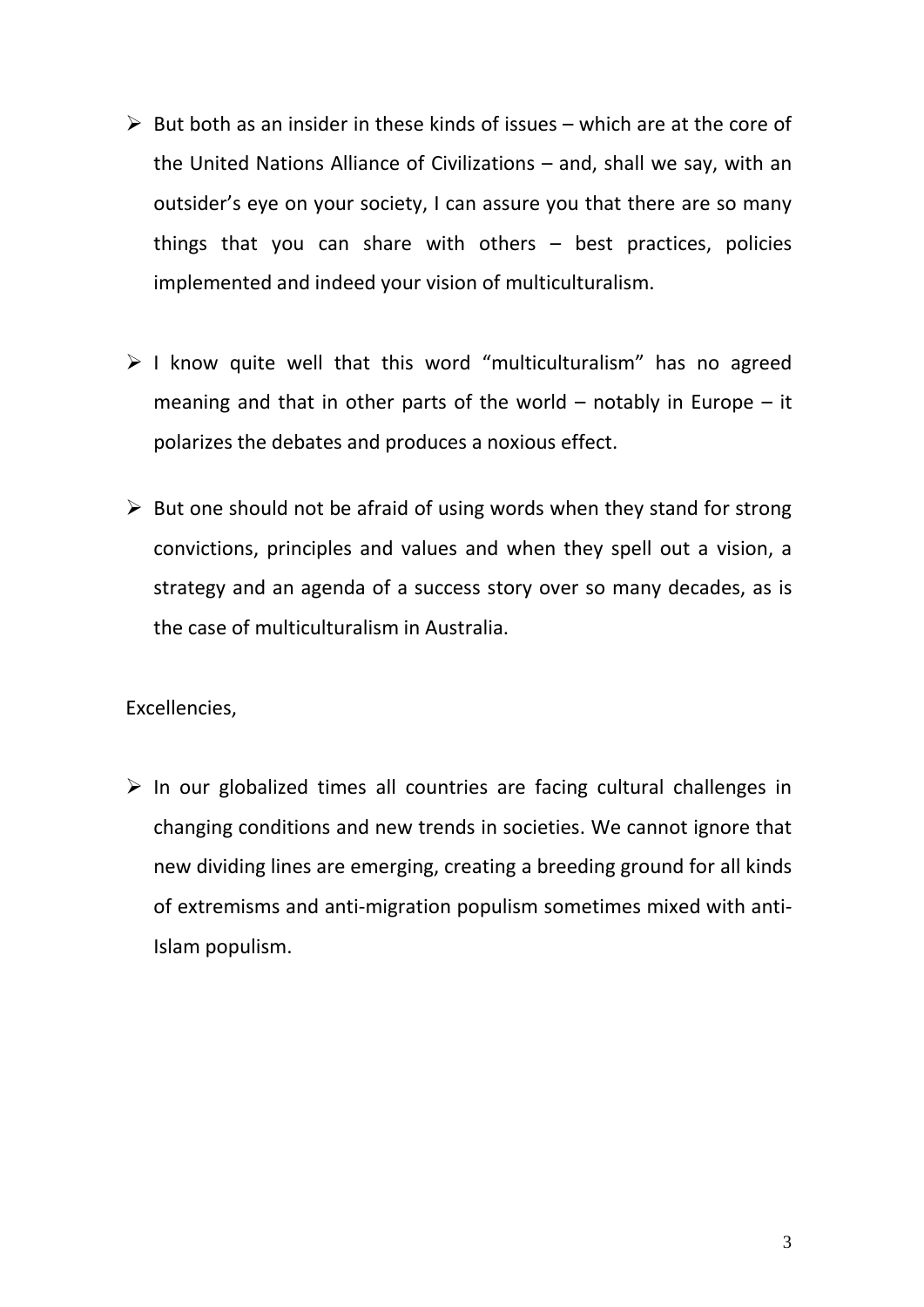- But both as an insider in these kinds of issues – which are at the core of the United Nations Alliance of Civilizations – and, shall we say, with an outsider's eye on your society, I can assure you that there are so many things that you can share with others – best practices, policies implemented and indeed your vision of multiculturalism.

- I know quite well that this word "multiculturalism" has no agreed meaning and that in other parts of the world – notably in Europe – it polarizes the debates and produces a noxious effect.

- But one should not be afraid of using words when they stand for strong convictions, principles and values and when they spell out a vision, a strategy and an agenda of a success story over so many decades, as is the case of multiculturalism in Australia.

Excellencies,

- In our globalized times all countries are facing cultural challenges in changing conditions and new trends in societies. We cannot ignore that new dividing lines are emerging, creating a breeding ground for all kinds of extremisms and anti-migration populism sometimes mixed with anti-Islam populism.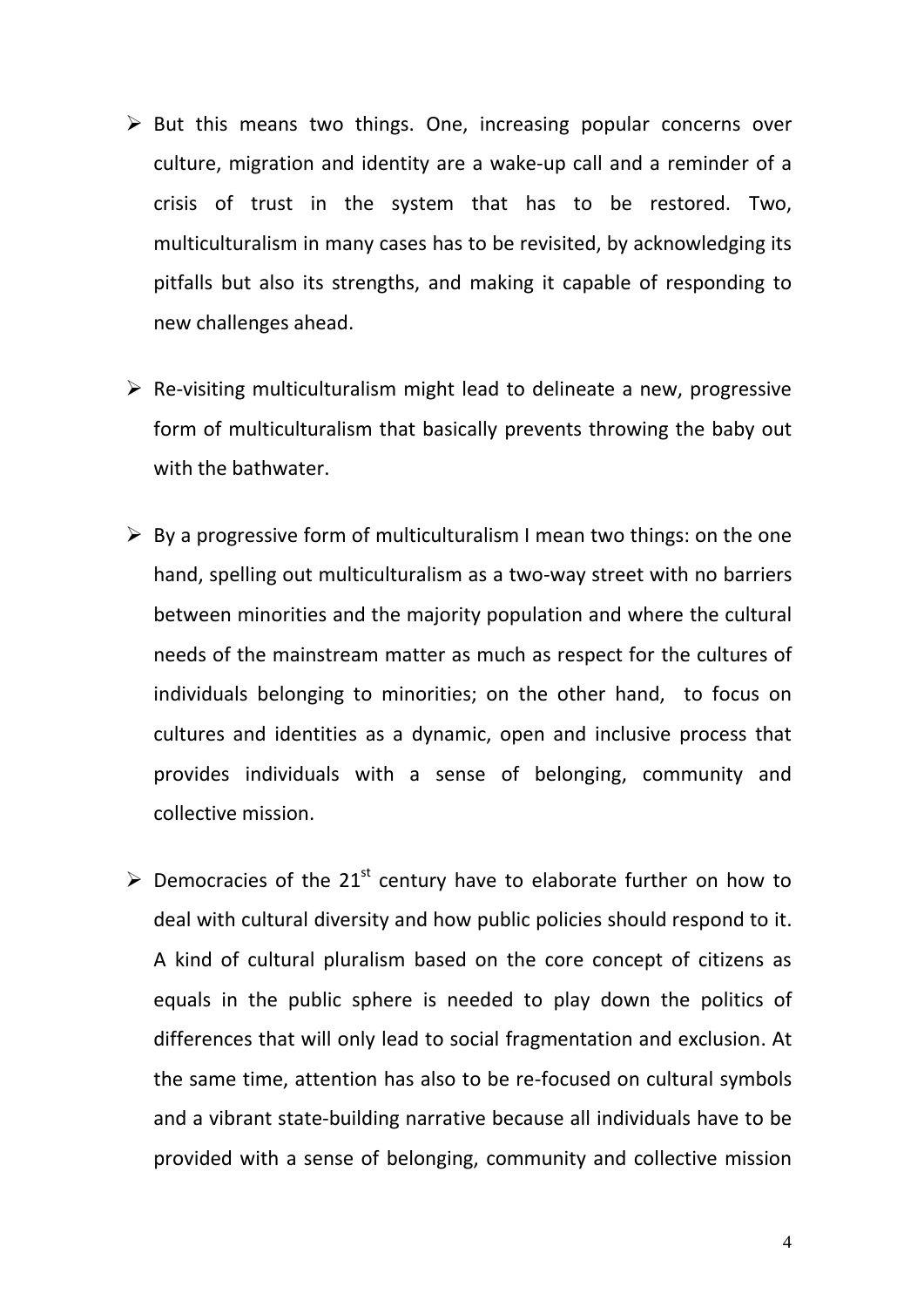- But this means two things. One, increasing popular concerns over culture, migration and identity are a wake-up call and a reminder of a crisis of trust in the system that has to be restored. Two, multiculturalism in many cases has to be revisited, by acknowledging its pitfalls but also its strengths, and making it capable of responding to new challenges ahead.

- Re-visiting multiculturalism might lead to delineate a new, progressive form of multiculturalism that basically prevents throwing the baby out with the bathwater.

- By a progressive form of multiculturalism I mean two things: on the one hand, spelling out multiculturalism as a two-way street with no barriers between minorities and the majority population and where the cultural needs of the mainstream matter as much as respect for the cultures of individuals belonging to minorities; on the other hand, to focus on cultures and identities as a dynamic, open and inclusive process that provides individuals with a sense of belonging, community and collective mission.

- Democracies of the 21st century have to elaborate further on how to deal with cultural diversity and how public policies should respond to it. A kind of cultural pluralism based on the core concept of citizens as equals in the public sphere is needed to play down the politics of differences that will only lead to social fragmentation and exclusion. At the same time, attention has also to be re-focused on cultural symbols and a vibrant state-building narrative because all individuals have to be provided with a sense of belonging, community and collective mission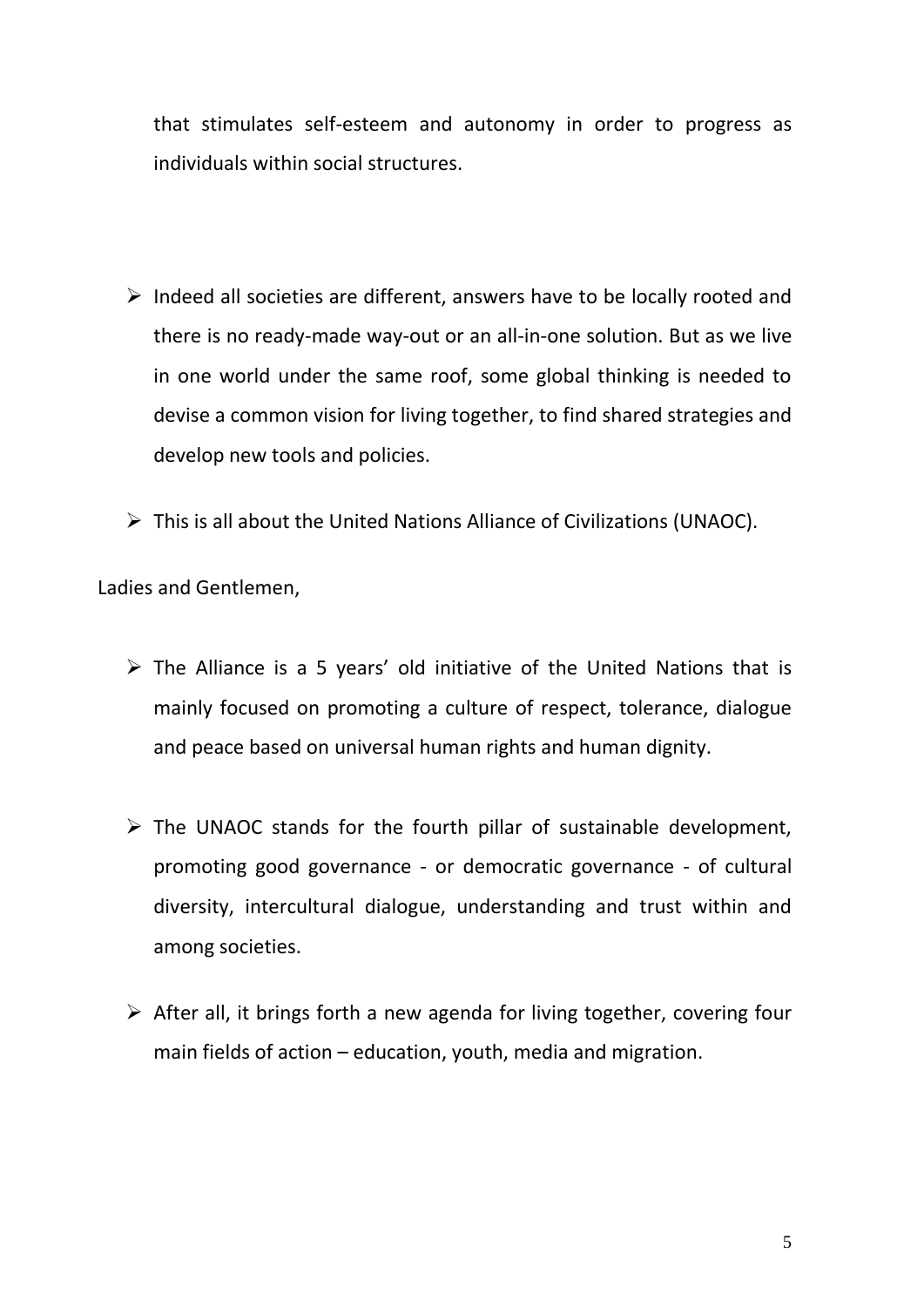that stimulates self-esteem and autonomy in order to progress as individuals within social structures.

- Indeed all societies are different, answers have to be locally rooted and there is no ready-made way-out or an all-in-one solution. But as we live in one world under the same roof, some global thinking is needed to devise a common vision for living together, to find shared strategies and develop new tools and policies.
- This is all about the United Nations Alliance of Civilizations (UNAOC).

Ladies and Gentlemen,

- The Alliance is a 5 years' old initiative of the United Nations that is mainly focused on promoting a culture of respect, tolerance, dialogue and peace based on universal human rights and human dignity.
- The UNAOC stands for the fourth pillar of sustainable development, promoting good governance - or democratic governance - of cultural diversity, intercultural dialogue, understanding and trust within and among societies.
- After all, it brings forth a new agenda for living together, covering four main fields of action – education, youth, media and migration.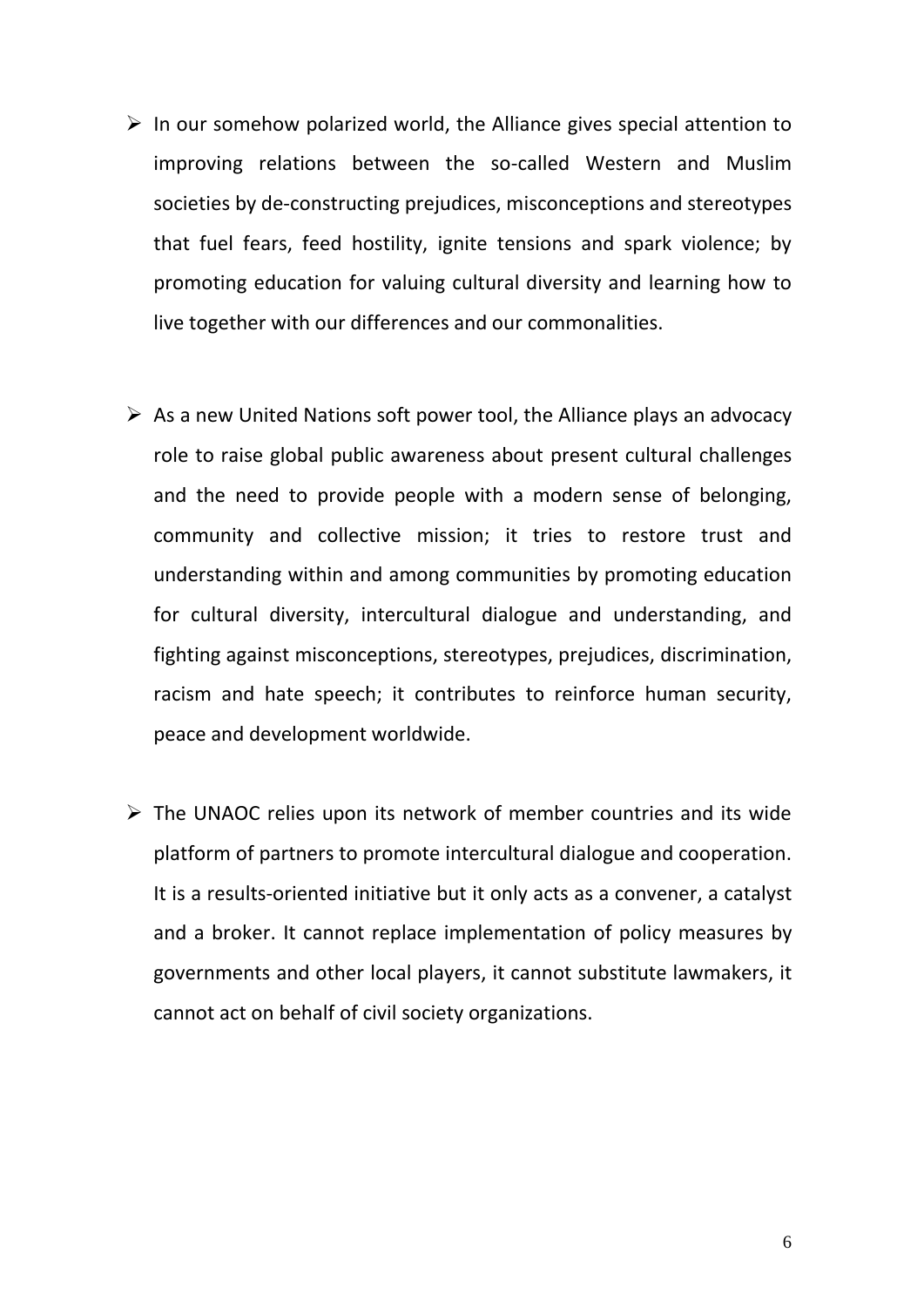- In our somehow polarized world, the Alliance gives special attention to improving relations between the so-called Western and Muslim societies by de-constructing prejudices, misconceptions and stereotypes that fuel fears, feed hostility, ignite tensions and spark violence; by promoting education for valuing cultural diversity and learning how to live together with our differences and our commonalities.

- As a new United Nations soft power tool, the Alliance plays an advocacy role to raise global public awareness about present cultural challenges and the need to provide people with a modern sense of belonging, community and collective mission; it tries to restore trust and understanding within and among communities by promoting education for cultural diversity, intercultural dialogue and understanding, and fighting against misconceptions, stereotypes, prejudices, discrimination, racism and hate speech; it contributes to reinforce human security, peace and development worldwide.

- The UNAOC relies upon its network of member countries and its wide platform of partners to promote intercultural dialogue and cooperation. It is a results-oriented initiative but it only acts as a convener, a catalyst and a broker. It cannot replace implementation of policy measures by governments and other local players, it cannot substitute lawmakers, it cannot act on behalf of civil society organizations.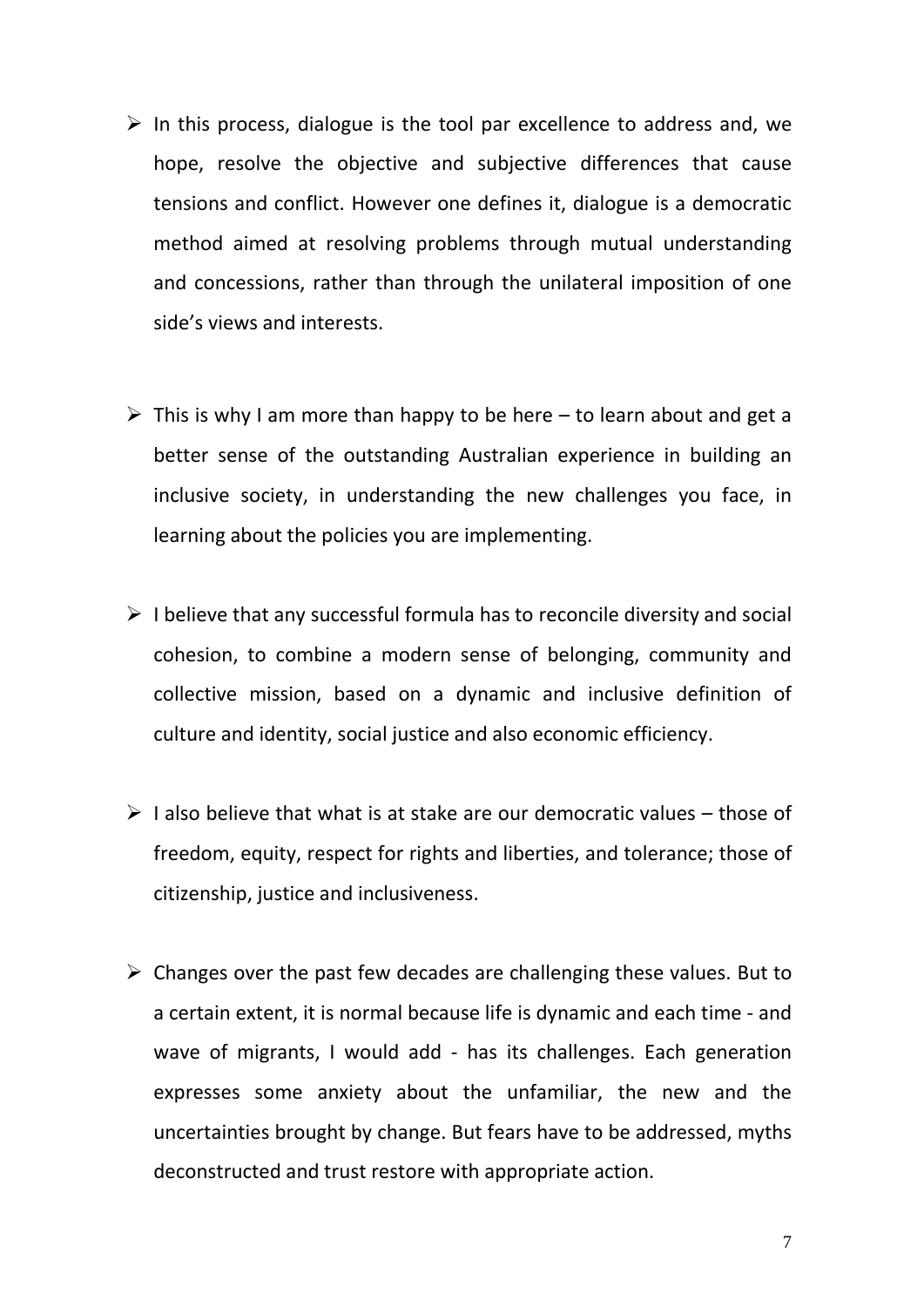- In this process, dialogue is the tool par excellence to address and, we hope, resolve the objective and subjective differences that cause tensions and conflict. However one defines it, dialogue is a democratic method aimed at resolving problems through mutual understanding and concessions, rather than through the unilateral imposition of one side's views and interests.

- This is why I am more than happy to be here – to learn about and get a better sense of the outstanding Australian experience in building an inclusive society, in understanding the new challenges you face, in learning about the policies you are implementing.

- I believe that any successful formula has to reconcile diversity and social cohesion, to combine a modern sense of belonging, community and collective mission, based on a dynamic and inclusive definition of culture and identity, social justice and also economic efficiency.

- I also believe that what is at stake are our democratic values – those of freedom, equity, respect for rights and liberties, and tolerance; those of citizenship, justice and inclusiveness.

- Changes over the past few decades are challenging these values. But to a certain extent, it is normal because life is dynamic and each time - and wave of migrants, I would add - has its challenges. Each generation expresses some anxiety about the unfamiliar, the new and the uncertainties brought by change. But fears have to be addressed, myths deconstructed and trust restore with appropriate action.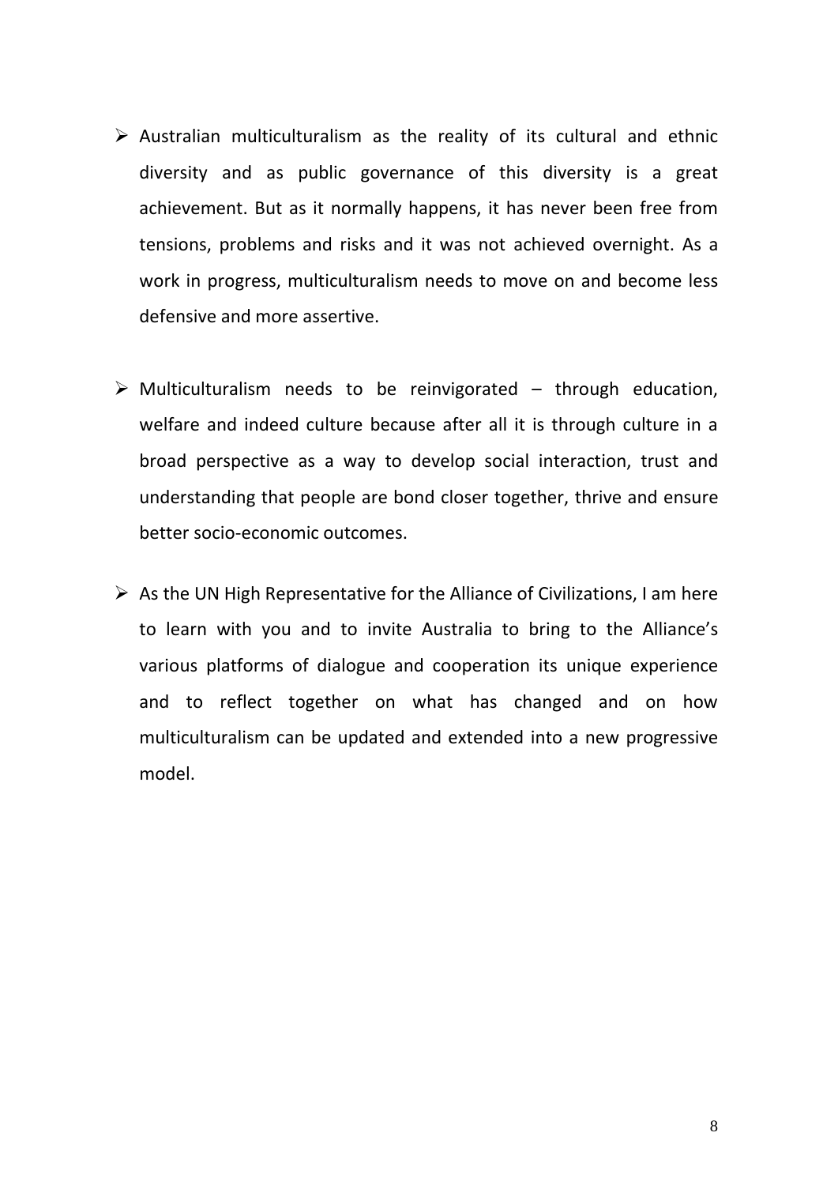- Australian multiculturalism as the reality of its cultural and ethnic diversity and as public governance of this diversity is a great achievement. But as it normally happens, it has never been free from tensions, problems and risks and it was not achieved overnight. As a work in progress, multiculturalism needs to move on and become less defensive and more assertive.

- Multiculturalism needs to be reinvigorated – through education, welfare and indeed culture because after all it is through culture in a broad perspective as a way to develop social interaction, trust and understanding that people are bond closer together, thrive and ensure better socio-economic outcomes.

- As the UN High Representative for the Alliance of Civilizations, I am here to learn with you and to invite Australia to bring to the Alliance's various platforms of dialogue and cooperation its unique experience and to reflect together on what has changed and on how multiculturalism can be updated and extended into a new progressive model.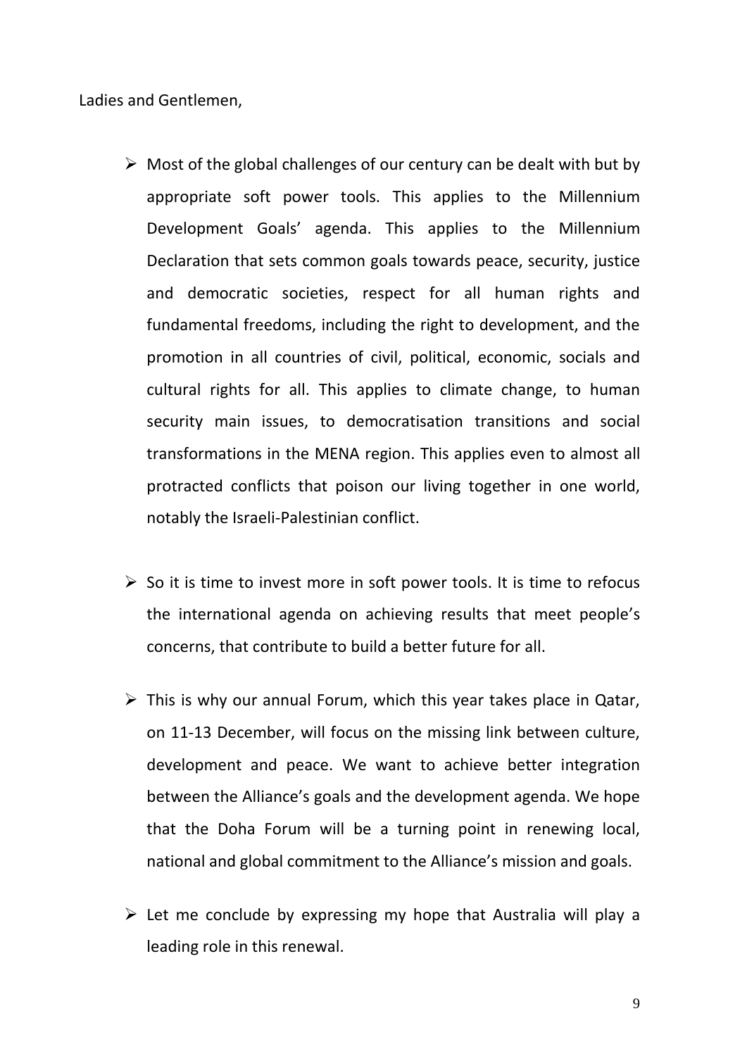Ladies and Gentlemen,

- Most of the global challenges of our century can be dealt with but by appropriate soft power tools. This applies to the Millennium Development Goals' agenda. This applies to the Millennium Declaration that sets common goals towards peace, security, justice and democratic societies, respect for all human rights and fundamental freedoms, including the right to development, and the promotion in all countries of civil, political, economic, socials and cultural rights for all. This applies to climate change, to human security main issues, to democratisation transitions and social transformations in the MENA region. This applies even to almost all protracted conflicts that poison our living together in one world, notably the Israeli-Palestinian conflict.

- So it is time to invest more in soft power tools. It is time to refocus the international agenda on achieving results that meet people's concerns, that contribute to build a better future for all.

- This is why our annual Forum, which this year takes place in Qatar, on 11-13 December, will focus on the missing link between culture, development and peace. We want to achieve better integration between the Alliance's goals and the development agenda. We hope that the Doha Forum will be a turning point in renewing local, national and global commitment to the Alliance's mission and goals.

- Let me conclude by expressing my hope that Australia will play a leading role in this renewal.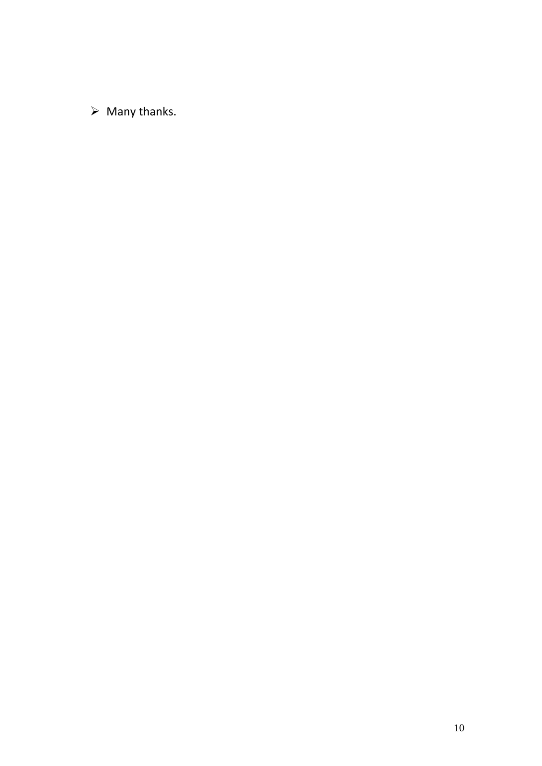- Many thanks.